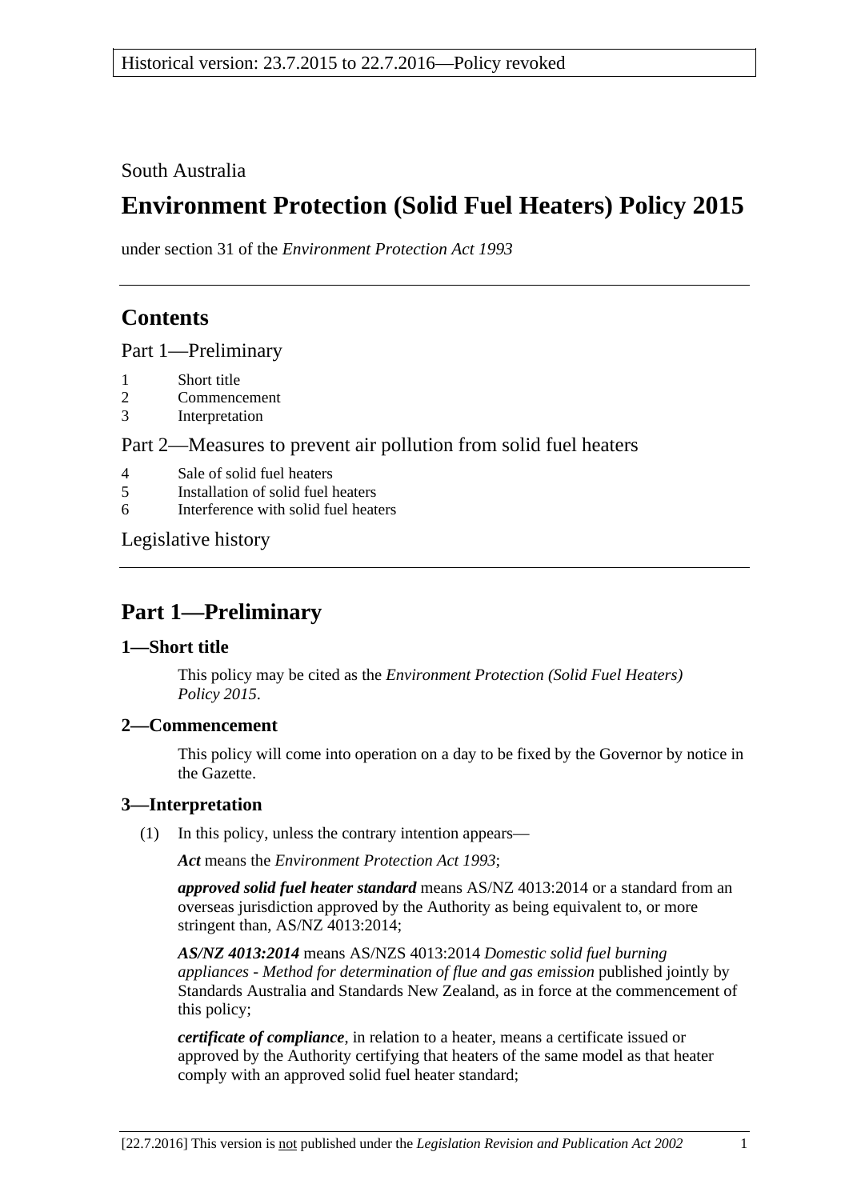Historical version: 23.7.2015 to 22.7.2016—Policy revoked

South Australia

# Environment Protection (Solid Fuel Heaters) Policy 2015

under section 31 of the *Environment Protection Act 1993*

## Contents

Part 1—Preliminary

1 Short title
2 Commencement
3 Interpretation

Part 2—Measures to prevent air pollution from solid fuel heaters

4 Sale of solid fuel heaters
5 Installation of solid fuel heaters
6 Interference with solid fuel heaters

Legislative history

## Part 1—Preliminary

### 1—Short title

This policy may be cited as the *Environment Protection (Solid Fuel Heaters) Policy 2015*.

### 2—Commencement

This policy will come into operation on a day to be fixed by the Governor by notice in the Gazette.

### 3—Interpretation

(1) In this policy, unless the contrary intention appears—

***Act*** means the *Environment Protection Act 1993*;

***approved solid fuel heater standard*** means AS/NZ 4013:2014 or a standard from an overseas jurisdiction approved by the Authority as being equivalent to, or more stringent than, AS/NZ 4013:2014;

***AS/NZ 4013:2014*** means AS/NZS 4013:2014 *Domestic solid fuel burning appliances - Method for determination of flue and gas emission* published jointly by Standards Australia and Standards New Zealand, as in force at the commencement of this policy;

***certificate of compliance***, in relation to a heater, means a certificate issued or approved by the Authority certifying that heaters of the same model as that heater comply with an approved solid fuel heater standard;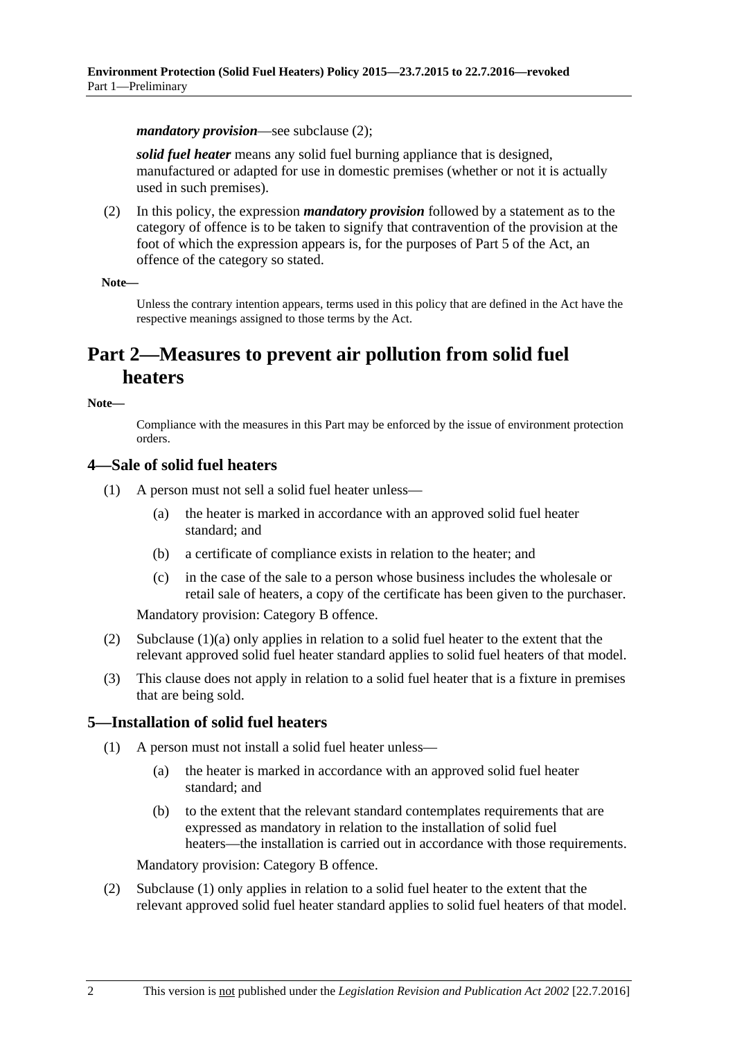***mandatory provision***—see subclause (2);

***solid fuel heater*** means any solid fuel burning appliance that is designed, manufactured or adapted for use in domestic premises (whether or not it is actually used in such premises).

(2) In this policy, the expression ***mandatory provision*** followed by a statement as to the category of offence is to be taken to signify that contravention of the provision at the foot of which the expression appears is, for the purposes of Part 5 of the Act, an offence of the category so stated.

**Note—**

Unless the contrary intention appears, terms used in this policy that are defined in the Act have the respective meanings assigned to those terms by the Act.

# Part 2—Measures to prevent air pollution from solid fuel heaters

**Note—**

Compliance with the measures in this Part may be enforced by the issue of environment protection orders.

## 4—Sale of solid fuel heaters

(1) A person must not sell a solid fuel heater unless—

(a) the heater is marked in accordance with an approved solid fuel heater standard; and

(b) a certificate of compliance exists in relation to the heater; and

(c) in the case of the sale to a person whose business includes the wholesale or retail sale of heaters, a copy of the certificate has been given to the purchaser.

Mandatory provision: Category B offence.

(2) Subclause (1)(a) only applies in relation to a solid fuel heater to the extent that the relevant approved solid fuel heater standard applies to solid fuel heaters of that model.

(3) This clause does not apply in relation to a solid fuel heater that is a fixture in premises that are being sold.

## 5—Installation of solid fuel heaters

(1) A person must not install a solid fuel heater unless—

(a) the heater is marked in accordance with an approved solid fuel heater standard; and

(b) to the extent that the relevant standard contemplates requirements that are expressed as mandatory in relation to the installation of solid fuel heaters—the installation is carried out in accordance with those requirements.

Mandatory provision: Category B offence.

(2) Subclause (1) only applies in relation to a solid fuel heater to the extent that the relevant approved solid fuel heater standard applies to solid fuel heaters of that model.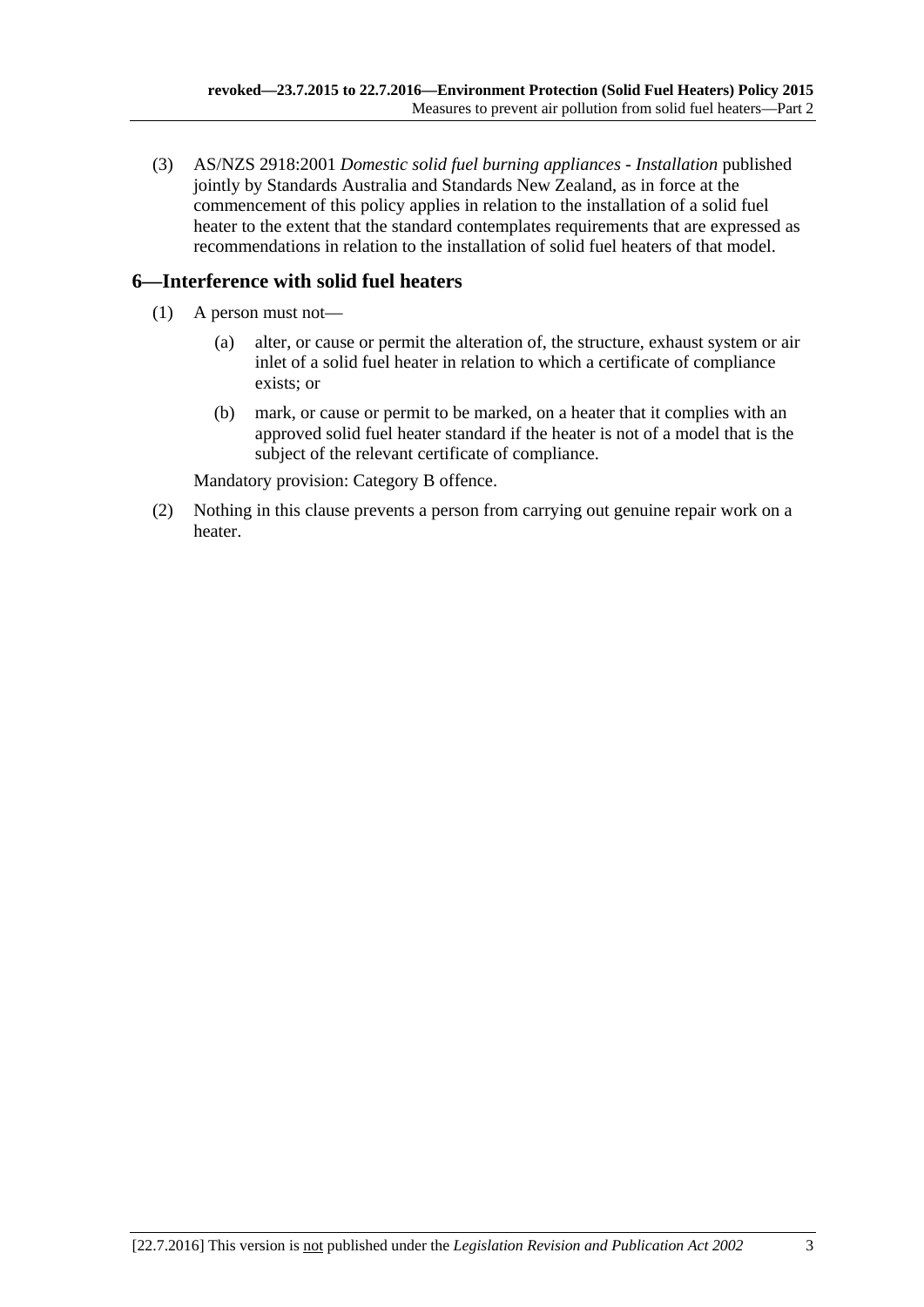(3) AS/NZS 2918:2001 *Domestic solid fuel burning appliances - Installation* published jointly by Standards Australia and Standards New Zealand, as in force at the commencement of this policy applies in relation to the installation of a solid fuel heater to the extent that the standard contemplates requirements that are expressed as recommendations in relation to the installation of solid fuel heaters of that model.

## 6—Interference with solid fuel heaters

(1) A person must not—

(a) alter, or cause or permit the alteration of, the structure, exhaust system or air inlet of a solid fuel heater in relation to which a certificate of compliance exists; or

(b) mark, or cause or permit to be marked, on a heater that it complies with an approved solid fuel heater standard if the heater is not of a model that is the subject of the relevant certificate of compliance.

Mandatory provision: Category B offence.

(2) Nothing in this clause prevents a person from carrying out genuine repair work on a heater.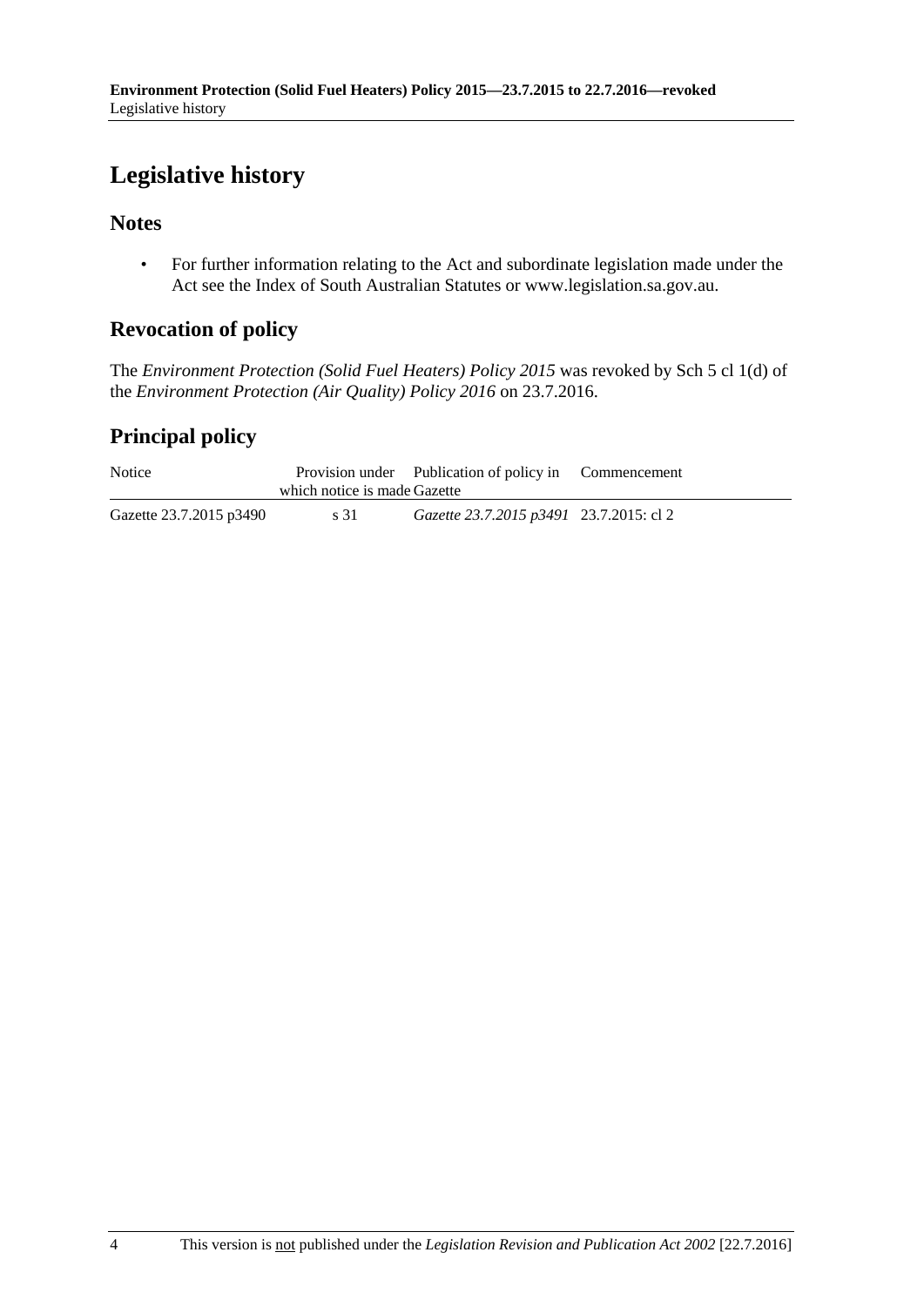# Legislative history

## Notes

- For further information relating to the Act and subordinate legislation made under the Act see the Index of South Australian Statutes or www.legislation.sa.gov.au.

## Revocation of policy

The *Environment Protection (Solid Fuel Heaters) Policy 2015* was revoked by Sch 5 cl 1(d) of the *Environment Protection (Air Quality) Policy 2016* on 23.7.2016.

## Principal policy

| Notice | Provision under which notice is made | Publication of policy in Gazette | Commencement |
|---|---|---|---|
| Gazette 23.7.2015 p3490 | s 31 | *Gazette 23.7.2015 p3491* | 23.7.2015: cl 2 |